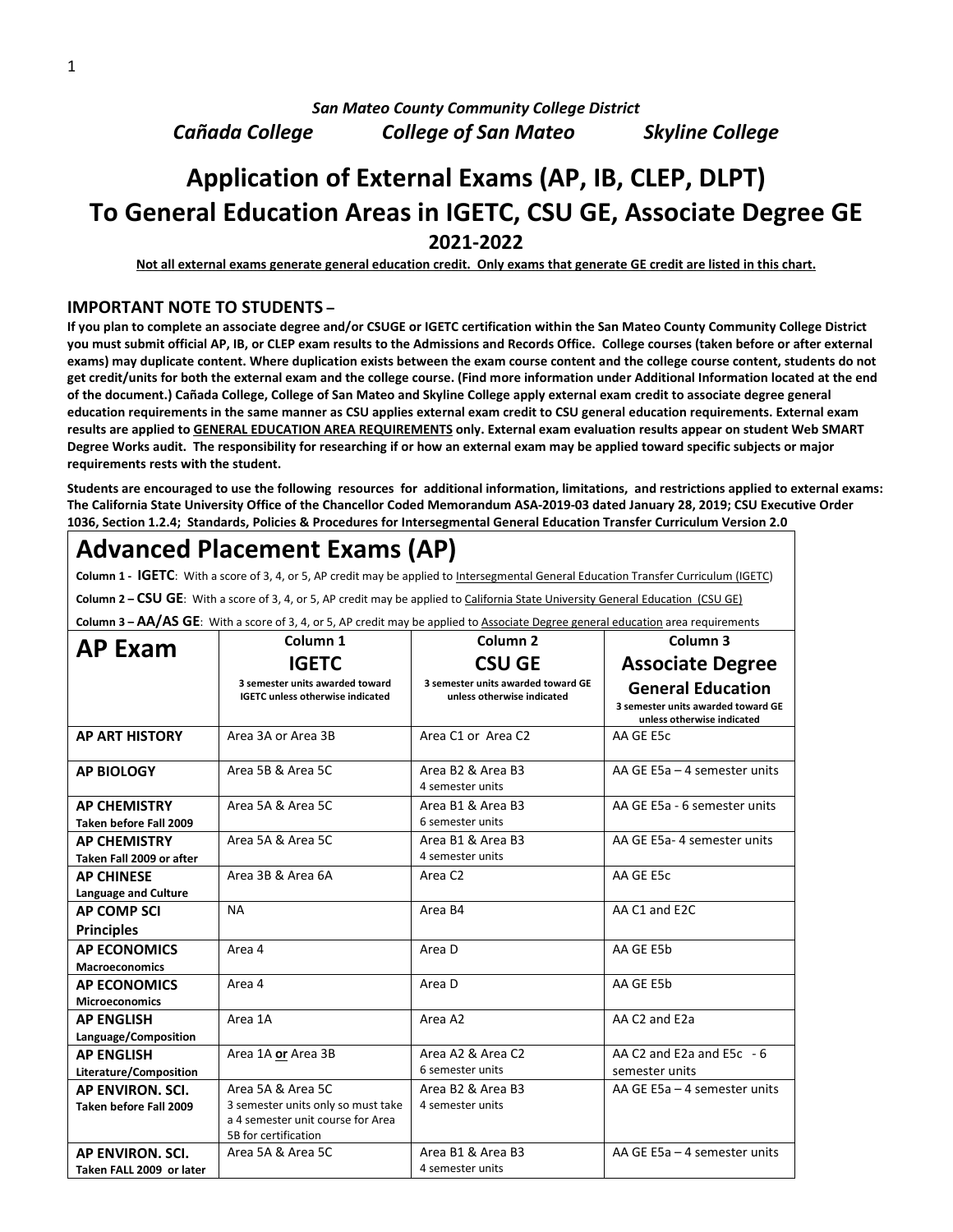*San Mateo County Community College District*

*Cañada College* *College of San Mateo* *Skyline College*

# Application of External Exams (AP, IB, CLEP, DLPT) To General Education Areas in IGETC, CSU GE, Associate Degree GE

## 2021-2022

**Not all external exams generate general education credit. Only exams that generate GE credit are listed in this chart.**

### IMPORTANT NOTE TO STUDENTS –

**If you plan to complete an associate degree and/or CSUGE or IGETC certification within the San Mateo County Community College District you must submit official AP, IB, or CLEP exam results to the Admissions and Records Office. College courses (taken before or after external exams) may duplicate content. Where duplication exists between the exam course content and the college course content, students do not get credit/units for both the external exam and the college course. (Find more information under Additional Information located at the end of the document.) Cañada College, College of San Mateo and Skyline College apply external exam credit to associate degree general education requirements in the same manner as CSU applies external exam credit to CSU general education requirements. External exam results are applied to GENERAL EDUCATION AREA REQUIREMENTS only. External exam evaluation results appear on student Web SMART Degree Works audit. The responsibility for researching if or how an external exam may be applied toward specific subjects or major requirements rests with the student.**

**Students are encouraged to use the following resources for additional information, limitations, and restrictions applied to external exams: The California State University Office of the Chancellor Coded Memorandum ASA-2019-03 dated January 28, 2019; CSU Executive Order 1036, Section 1.2.4; Standards, Policies & Procedures for Intersegmental General Education Transfer Curriculum Version 2.0**

## Advanced Placement Exams (AP)

**Column 1 - IGETC**: With a score of 3, 4, or 5, AP credit may be applied to Intersegmental General Education Transfer Curriculum (IGETC)

**Column 2 – CSU GE**: With a score of 3, 4, or 5, AP credit may be applied to California State University General Education (CSU GE)

**Column 3 – AA/AS GE**: With a score of 3, 4, or 5, AP credit may be applied to Associate Degree general education area requirements

| AP Exam | Column 1 IGETC 3 semester units awarded toward IGETC unless otherwise indicated | Column 2 CSU GE 3 semester units awarded toward GE unless otherwise indicated | Column 3 Associate Degree General Education 3 semester units awarded toward GE unless otherwise indicated |
|---|---|---|---|
| **AP ART HISTORY** | Area 3A or Area 3B | Area C1 or Area C2 | AA GE E5c |
| **AP BIOLOGY** | Area 5B & Area 5C | Area B2 & Area B3<br>4 semester units | AA GE E5a – 4 semester units |
| **AP CHEMISTRY**<br>**Taken before Fall 2009** | Area 5A & Area 5C | Area B1 & Area B3<br>6 semester units | AA GE E5a - 6 semester units |
| **AP CHEMISTRY**<br>**Taken Fall 2009 or after** | Area 5A & Area 5C | Area B1 & Area B3<br>4 semester units | AA GE E5a- 4 semester units |
| **AP CHINESE**<br>**Language and Culture** | Area 3B & Area 6A | Area C2 | AA GE E5c |
| **AP COMP SCI Principles** | NA | Area B4 | AA C1 and E2C |
| **AP ECONOMICS**<br>**Macroeconomics** | Area 4 | Area D | AA GE E5b |
| **AP ECONOMICS**<br>**Microeconomics** | Area 4 | Area D | AA GE E5b |
| **AP ENGLISH**<br>**Language/Composition** | Area 1A | Area A2 | AA C2 and E2a |
| **AP ENGLISH**<br>**Literature/Composition** | Area 1A **or** Area 3B | Area A2 & Area C2<br>6 semester units | AA C2 and E2a and E5c - 6 semester units |
| **AP ENVIRON. SCI.**<br>**Taken before Fall 2009** | Area 5A & Area 5C<br>3 semester units only so must take a 4 semester unit course for Area 5B for certification | Area B2 & Area B3<br>4 semester units | AA GE E5a – 4 semester units |
| **AP ENVIRON. SCI.**<br>**Taken FALL 2009 or later** | Area 5A & Area 5C | Area B1 & Area B3<br>4 semester units | AA GE E5a – 4 semester units |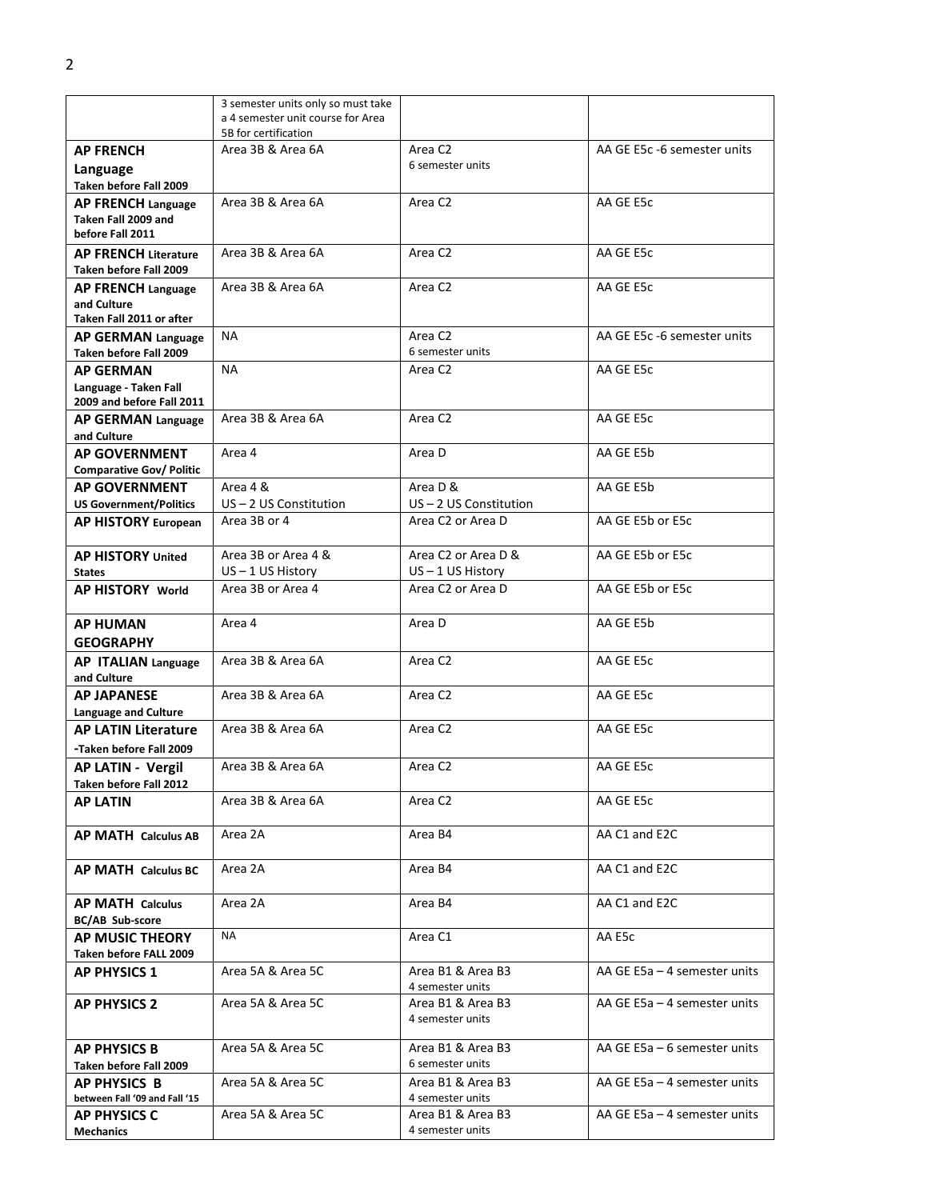| | | | |
|---|---|---|---|
| | 3 semester units only so must take a 4 semester unit course for Area 5B for certification | | |
| **AP FRENCH Language** Taken before Fall 2009 | Area 3B & Area 6A | Area C2<br>6 semester units | AA GE E5c -6 semester units |
| **AP FRENCH Language** Taken Fall 2009 and before Fall 2011 | Area 3B & Area 6A | Area C2 | AA GE E5c |
| **AP FRENCH Literature** Taken before Fall 2009 | Area 3B & Area 6A | Area C2 | AA GE E5c |
| **AP FRENCH Language and Culture** Taken Fall 2011 or after | Area 3B & Area 6A | Area C2 | AA GE E5c |
| **AP GERMAN Language** Taken before Fall 2009 | NA | Area C2<br>6 semester units | AA GE E5c -6 semester units |
| **AP GERMAN** Language - Taken Fall 2009 and before Fall 2011 | NA | Area C2 | AA GE E5c |
| **AP GERMAN Language and Culture** | Area 3B & Area 6A | Area C2 | AA GE E5c |
| **AP GOVERNMENT** Comparative Gov/ Politic | Area 4 | Area D | AA GE E5b |
| **AP GOVERNMENT** US Government/Politics | Area 4 &<br>US – 2 US Constitution | Area D &<br>US – 2 US Constitution | AA GE E5b |
| **AP HISTORY European** | Area 3B or 4 | Area C2 or Area D | AA GE E5b or E5c |
| **AP HISTORY United States** | Area 3B or Area 4 &<br>US – 1 US History | Area C2 or Area D &<br>US – 1 US History | AA GE E5b or E5c |
| **AP HISTORY World** | Area 3B or Area 4 | Area C2 or Area D | AA GE E5b or E5c |
| **AP HUMAN GEOGRAPHY** | Area 4 | Area D | AA GE E5b |
| **AP ITALIAN Language and Culture** | Area 3B & Area 6A | Area C2 | AA GE E5c |
| **AP JAPANESE** Language and Culture | Area 3B & Area 6A | Area C2 | AA GE E5c |
| **AP LATIN Literature** -Taken before Fall 2009 | Area 3B & Area 6A | Area C2 | AA GE E5c |
| **AP LATIN - Vergil** Taken before Fall 2012 | Area 3B & Area 6A | Area C2 | AA GE E5c |
| **AP LATIN** | Area 3B & Area 6A | Area C2 | AA GE E5c |
| **AP MATH Calculus AB** | Area 2A | Area B4 | AA C1 and E2C |
| **AP MATH Calculus BC** | Area 2A | Area B4 | AA C1 and E2C |
| **AP MATH Calculus** BC/AB Sub-score | Area 2A | Area B4 | AA C1 and E2C |
| **AP MUSIC THEORY** Taken before FALL 2009 | NA | Area C1 | AA E5c |
| **AP PHYSICS 1** | Area 5A & Area 5C | Area B1 & Area B3<br>4 semester units | AA GE E5a – 4 semester units |
| **AP PHYSICS 2** | Area 5A & Area 5C | Area B1 & Area B3<br>4 semester units | AA GE E5a – 4 semester units |
| **AP PHYSICS B** Taken before Fall 2009 | Area 5A & Area 5C | Area B1 & Area B3<br>6 semester units | AA GE E5a – 6 semester units |
| **AP PHYSICS B** between Fall '09 and Fall '15 | Area 5A & Area 5C | Area B1 & Area B3<br>4 semester units | AA GE E5a – 4 semester units |
| **AP PHYSICS C** Mechanics | Area 5A & Area 5C | Area B1 & Area B3<br>4 semester units | AA GE E5a – 4 semester units |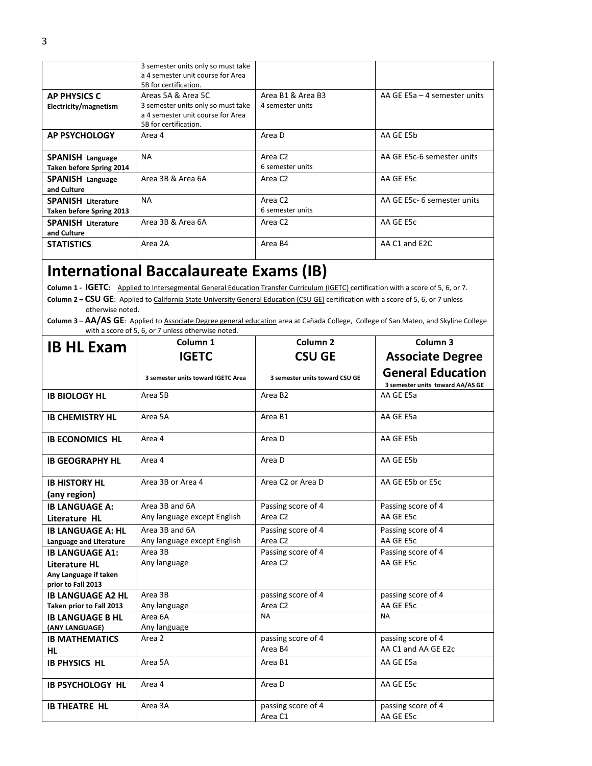| | | | |
|---|---|---|---|
| | 3 semester units only so must take a 4 semester unit course for Area 5B for certification. | | |
| **AP PHYSICS C** **Electricity/magnetism** | Areas 5A & Area 5C 3 semester units only so must take a 4 semester unit course for Area 5B for certification. | Area B1 & Area B3 4 semester units | AA GE E5a – 4 semester units |
| **AP PSYCHOLOGY** | Area 4 | Area D | AA GE E5b |
| **SPANISH Language** **Taken before Spring 2014** | NA | Area C2 6 semester units | AA GE E5c-6 semester units |
| **SPANISH Language and Culture** | Area 3B & Area 6A | Area C2 | AA GE E5c |
| **SPANISH Literature** **Taken before Spring 2013** | NA | Area C2 6 semester units | AA GE E5c- 6 semester units |
| **SPANISH Literature and Culture** | Area 3B & Area 6A | Area C2 | AA GE E5c |
| **STATISTICS** | Area 2A | Area B4 | AA C1 and E2C |

# International Baccalaureate Exams (IB)

**Column 1 - IGETC:** Applied to Intersegmental General Education Transfer Curriculum (IGETC) certification with a score of 5, 6, or 7.

**Column 2 – CSU GE**: Applied to California State University General Education (CSU GE) certification with a score of 5, 6, or 7 unless otherwise noted.

**Column 3 – AA/AS GE**: Applied to Associate Degree general education area at Cañada College, College of San Mateo, and Skyline College with a score of 5, 6, or 7 unless otherwise noted.

| **IB HL Exam** | **Column 1** **IGETC** 3 semester units toward IGETC Area | **Column 2** **CSU GE** 3 semester units toward CSU GE | **Column 3** **Associate Degree General Education** 3 semester units toward AA/AS GE |
|---|---|---|---|
| **IB BIOLOGY HL** | Area 5B | Area B2 | AA GE E5a |
| **IB CHEMISTRY HL** | Area 5A | Area B1 | AA GE E5a |
| **IB ECONOMICS HL** | Area 4 | Area D | AA GE E5b |
| **IB GEOGRAPHY HL** | Area 4 | Area D | AA GE E5b |
| **IB HISTORY HL (any region)** | Area 3B or Area 4 | Area C2 or Area D | AA GE E5b or E5c |
| **IB LANGUAGE A: Literature HL** | Area 3B and 6A Any language except English | Passing score of 4 Area C2 | Passing score of 4 AA GE E5c |
| **IB LANGUAGE A: HL** **Language and Literature** | Area 3B and 6A Any language except English | Passing score of 4 Area C2 | Passing score of 4 AA GE E5c |
| **IB LANGUAGE A1: Literature HL** **Any Language if taken prior to Fall 2013** | Area 3B Any language | Passing score of 4 Area C2 | Passing score of 4 AA GE E5c |
| **IB LANGUAGE A2 HL** **Taken prior to Fall 2013** | Area 3B Any language | passing score of 4 Area C2 | passing score of 4 AA GE E5c |
| **IB LANGUAGE B HL** **(ANY LANGUAGE)** | Area 6A Any language | NA | NA |
| **IB MATHEMATICS HL** | Area 2 | passing score of 4 Area B4 | passing score of 4 AA C1 and AA GE E2c |
| **IB PHYSICS HL** | Area 5A | Area B1 | AA GE E5a |
| **IB PSYCHOLOGY HL** | Area 4 | Area D | AA GE E5c |
| **IB THEATRE HL** | Area 3A | passing score of 4 Area C1 | passing score of 4 AA GE E5c |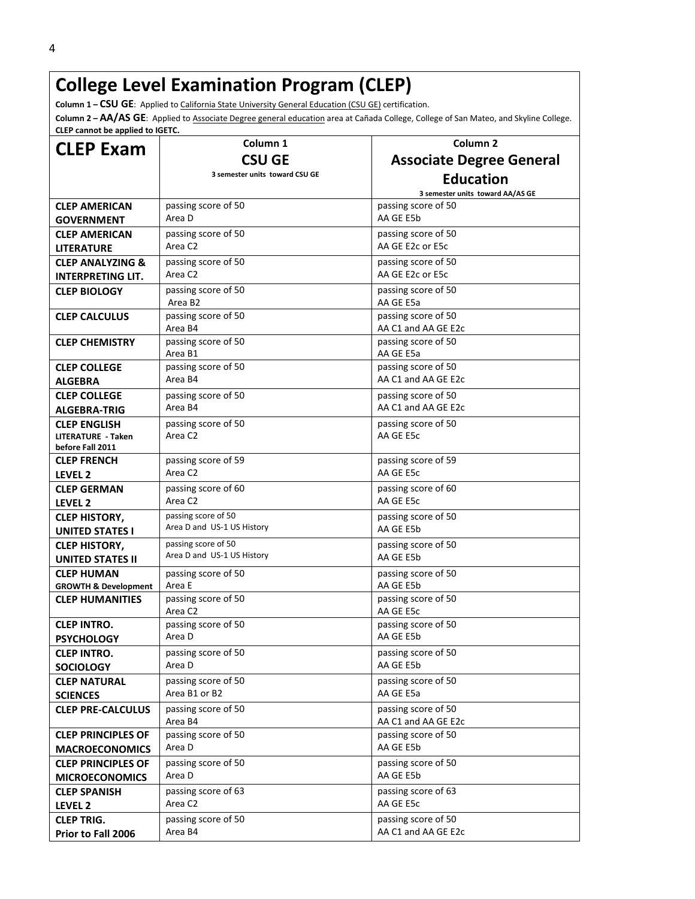# College Level Examination Program (CLEP)

**Column 1 – CSU GE**: Applied to California State University General Education (CSU GE) certification.

**Column 2 – AA/AS GE**: Applied to Associate Degree general education area at Cañada College, College of San Mateo, and Skyline College.

**CLEP cannot be applied to IGETC.**

| CLEP Exam | Column 1<br>CSU GE<br>3 semester units toward CSU GE | Column 2<br>Associate Degree General Education<br>3 semester units toward AA/AS GE |
|---|---|---|
| **CLEP AMERICAN GOVERNMENT** | passing score of 50<br>Area D | passing score of 50<br>AA GE E5b |
| **CLEP AMERICAN LITERATURE** | passing score of 50<br>Area C2 | passing score of 50<br>AA GE E2c or E5c |
| **CLEP ANALYZING & INTERPRETING LIT.** | passing score of 50<br>Area C2 | passing score of 50<br>AA GE E2c or E5c |
| **CLEP BIOLOGY** | passing score of 50<br>Area B2 | passing score of 50<br>AA GE E5a |
| **CLEP CALCULUS** | passing score of 50<br>Area B4 | passing score of 50<br>AA C1 and AA GE E2c |
| **CLEP CHEMISTRY** | passing score of 50<br>Area B1 | passing score of 50<br>AA GE E5a |
| **CLEP COLLEGE ALGEBRA** | passing score of 50<br>Area B4 | passing score of 50<br>AA C1 and AA GE E2c |
| **CLEP COLLEGE ALGEBRA-TRIG** | passing score of 50<br>Area B4 | passing score of 50<br>AA C1 and AA GE E2c |
| **CLEP ENGLISH LITERATURE - Taken before Fall 2011** | passing score of 50<br>Area C2 | passing score of 50<br>AA GE E5c |
| **CLEP FRENCH LEVEL 2** | passing score of 59<br>Area C2 | passing score of 59<br>AA GE E5c |
| **CLEP GERMAN LEVEL 2** | passing score of 60<br>Area C2 | passing score of 60<br>AA GE E5c |
| **CLEP HISTORY, UNITED STATES I** | passing score of 50<br>Area D and US-1 US History | passing score of 50<br>AA GE E5b |
| **CLEP HISTORY, UNITED STATES II** | passing score of 50<br>Area D and US-1 US History | passing score of 50<br>AA GE E5b |
| **CLEP HUMAN GROWTH & Development** | passing score of 50<br>Area E | passing score of 50<br>AA GE E5b |
| **CLEP HUMANITIES** | passing score of 50<br>Area C2 | passing score of 50<br>AA GE E5c |
| **CLEP INTRO. PSYCHOLOGY** | passing score of 50<br>Area D | passing score of 50<br>AA GE E5b |
| **CLEP INTRO. SOCIOLOGY** | passing score of 50<br>Area D | passing score of 50<br>AA GE E5b |
| **CLEP NATURAL SCIENCES** | passing score of 50<br>Area B1 or B2 | passing score of 50<br>AA GE E5a |
| **CLEP PRE-CALCULUS** | passing score of 50<br>Area B4 | passing score of 50<br>AA C1 and AA GE E2c |
| **CLEP PRINCIPLES OF MACROECONOMICS** | passing score of 50<br>Area D | passing score of 50<br>AA GE E5b |
| **CLEP PRINCIPLES OF MICROECONOMICS** | passing score of 50<br>Area D | passing score of 50<br>AA GE E5b |
| **CLEP SPANISH LEVEL 2** | passing score of 63<br>Area C2 | passing score of 63<br>AA GE E5c |
| **CLEP TRIG. Prior to Fall 2006** | passing score of 50<br>Area B4 | passing score of 50<br>AA C1 and AA GE E2c |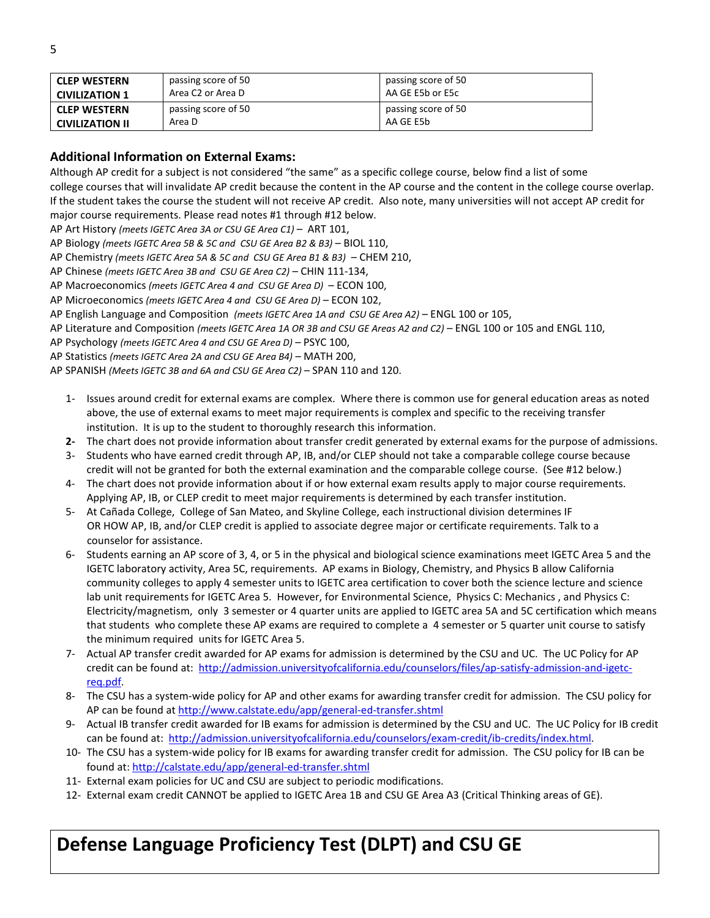| **CLEP WESTERN CIVILIZATION 1** | passing score of 50 Area C2 or Area D | passing score of 50 AA GE E5b or E5c |
|---|---|---|
| **CLEP WESTERN CIVILIZATION II** | passing score of 50 Area D | passing score of 50 AA GE E5b |

### Additional Information on External Exams:

Although AP credit for a subject is not considered "the same" as a specific college course, below find a list of some college courses that will invalidate AP credit because the content in the AP course and the content in the college course overlap. If the student takes the course the student will not receive AP credit. Also note, many universities will not accept AP credit for major course requirements. Please read notes #1 through #12 below.

AP Art History *(meets IGETC Area 3A or CSU GE Area C1)* – ART 101,
AP Biology *(meets IGETC Area 5B & 5C and CSU GE Area B2 & B3)* – BIOL 110,
AP Chemistry *(meets IGETC Area 5A & 5C and CSU GE Area B1 & B3)* – CHEM 210,
AP Chinese *(meets IGETC Area 3B and CSU GE Area C2)* – CHIN 111-134,
AP Macroeconomics *(meets IGETC Area 4 and CSU GE Area D)* – ECON 100,
AP Microeconomics *(meets IGETC Area 4 and CSU GE Area D)* – ECON 102,
AP English Language and Composition *(meets IGETC Area 1A and CSU GE Area A2)* – ENGL 100 or 105,
AP Literature and Composition *(meets IGETC Area 1A OR 3B and CSU GE Areas A2 and C2)* – ENGL 100 or 105 and ENGL 110,
AP Psychology *(meets IGETC Area 4 and CSU GE Area D)* – PSYC 100,
AP Statistics *(meets IGETC Area 2A and CSU GE Area B4)* – MATH 200,
AP SPANISH *(Meets IGETC 3B and 6A and CSU GE Area C2)* – SPAN 110 and 120.

1- Issues around credit for external exams are complex. Where there is common use for general education areas as noted above, the use of external exams to meet major requirements is complex and specific to the receiving transfer institution. It is up to the student to thoroughly research this information.
**2-** The chart does not provide information about transfer credit generated by external exams for the purpose of admissions.
3- Students who have earned credit through AP, IB, and/or CLEP should not take a comparable college course because credit will not be granted for both the external examination and the comparable college course. (See #12 below.)
4- The chart does not provide information about if or how external exam results apply to major course requirements. Applying AP, IB, or CLEP credit to meet major requirements is determined by each transfer institution.
5- At Cañada College, College of San Mateo, and Skyline College, each instructional division determines IF OR HOW AP, IB, and/or CLEP credit is applied to associate degree major or certificate requirements. Talk to a counselor for assistance.
6- Students earning an AP score of 3, 4, or 5 in the physical and biological science examinations meet IGETC Area 5 and the IGETC laboratory activity, Area 5C, requirements. AP exams in Biology, Chemistry, and Physics B allow California community colleges to apply 4 semester units to IGETC area certification to cover both the science lecture and science lab unit requirements for IGETC Area 5. However, for Environmental Science, Physics C: Mechanics , and Physics C: Electricity/magnetism, only 3 semester or 4 quarter units are applied to IGETC area 5A and 5C certification which means that students who complete these AP exams are required to complete a 4 semester or 5 quarter unit course to satisfy the minimum required units for IGETC Area 5.
7- Actual AP transfer credit awarded for AP exams for admission is determined by the CSU and UC. The UC Policy for AP credit can be found at: http://admission.universityofcalifornia.edu/counselors/files/ap-satisfy-admission-and-igetc-req.pdf.
8- The CSU has a system-wide policy for AP and other exams for awarding transfer credit for admission. The CSU policy for AP can be found at http://www.calstate.edu/app/general-ed-transfer.shtml
9- Actual IB transfer credit awarded for IB exams for admission is determined by the CSU and UC. The UC Policy for IB credit can be found at: http://admission.universityofcalifornia.edu/counselors/exam-credit/ib-credits/index.html.
10- The CSU has a system-wide policy for IB exams for awarding transfer credit for admission. The CSU policy for IB can be found at: http://calstate.edu/app/general-ed-transfer.shtml
11- External exam policies for UC and CSU are subject to periodic modifications.
12- External exam credit CANNOT be applied to IGETC Area 1B and CSU GE Area A3 (Critical Thinking areas of GE).

# Defense Language Proficiency Test (DLPT) and CSU GE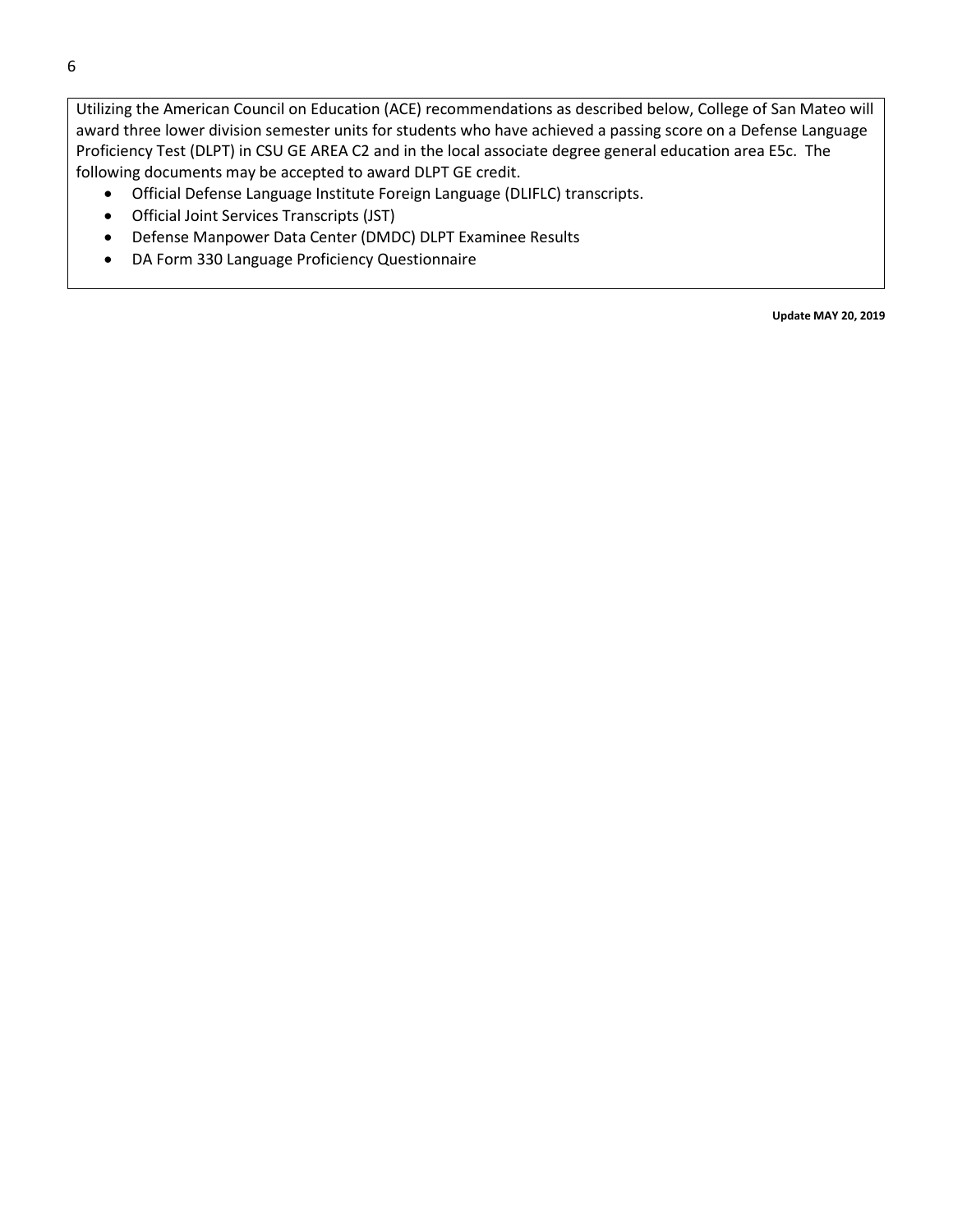Utilizing the American Council on Education (ACE) recommendations as described below, College of San Mateo will award three lower division semester units for students who have achieved a passing score on a Defense Language Proficiency Test (DLPT) in CSU GE AREA C2 and in the local associate degree general education area E5c. The following documents may be accepted to award DLPT GE credit.

- Official Defense Language Institute Foreign Language (DLIFLC) transcripts.
- Official Joint Services Transcripts (JST)
- Defense Manpower Data Center (DMDC) DLPT Examinee Results
- DA Form 330 Language Proficiency Questionnaire

**Update MAY 20, 2019**